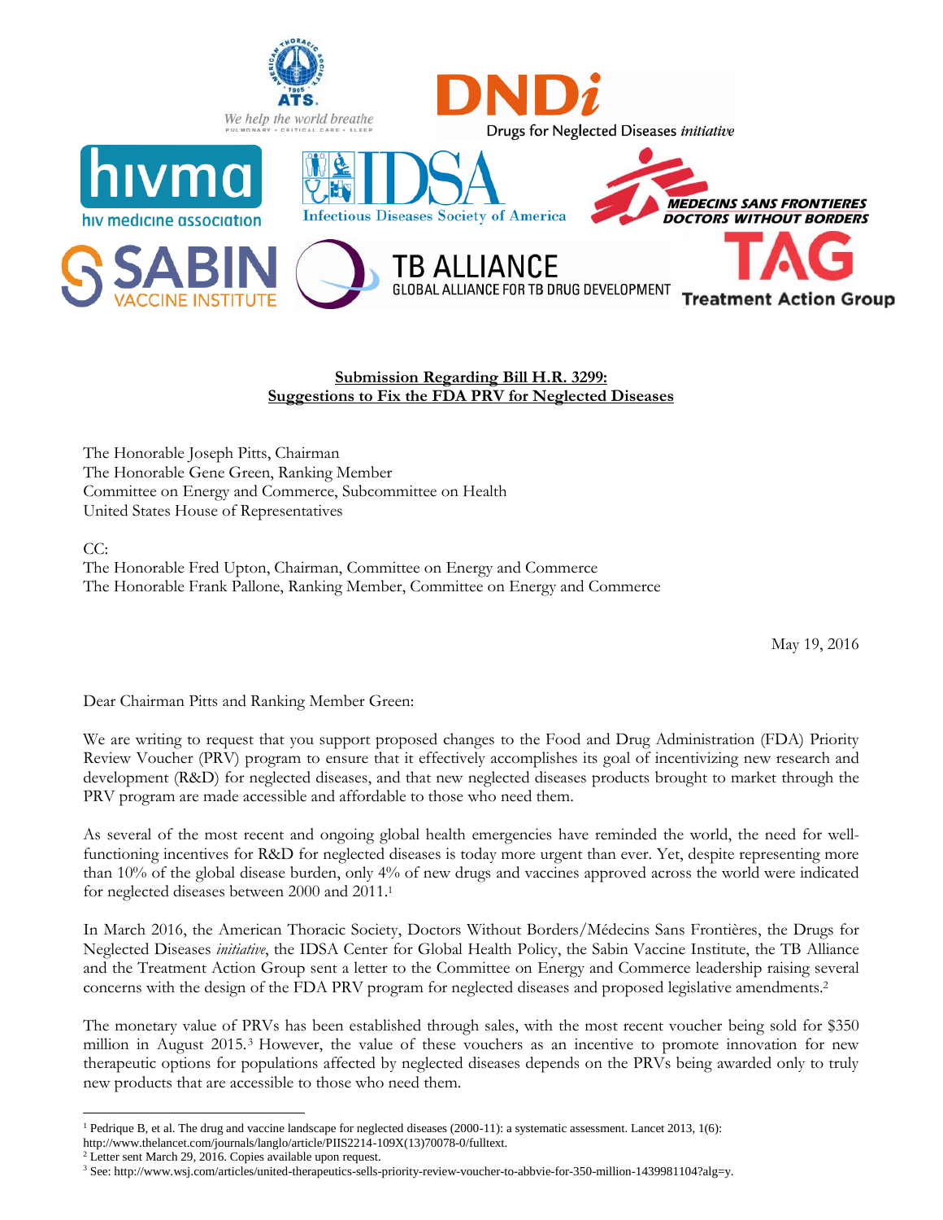**Submission Regarding Bill H.R. 3299:**
**Suggestions to Fix the FDA PRV for Neglected Diseases**

The Honorable Joseph Pitts, Chairman
The Honorable Gene Green, Ranking Member
Committee on Energy and Commerce, Subcommittee on Health
United States House of Representatives

CC:
The Honorable Fred Upton, Chairman, Committee on Energy and Commerce
The Honorable Frank Pallone, Ranking Member, Committee on Energy and Commerce

May 19, 2016

Dear Chairman Pitts and Ranking Member Green:

We are writing to request that you support proposed changes to the Food and Drug Administration (FDA) Priority Review Voucher (PRV) program to ensure that it effectively accomplishes its goal of incentivizing new research and development (R&D) for neglected diseases, and that new neglected diseases products brought to market through the PRV program are made accessible and affordable to those who need them.

As several of the most recent and ongoing global health emergencies have reminded the world, the need for well-functioning incentives for R&D for neglected diseases is today more urgent than ever. Yet, despite representing more than 10% of the global disease burden, only 4% of new drugs and vaccines approved across the world were indicated for neglected diseases between 2000 and 2011.[1]

In March 2016, the American Thoracic Society, Doctors Without Borders/Médecins Sans Frontières, the Drugs for Neglected Diseases *initiative*, the IDSA Center for Global Health Policy, the Sabin Vaccine Institute, the TB Alliance and the Treatment Action Group sent a letter to the Committee on Energy and Commerce leadership raising several concerns with the design of the FDA PRV program for neglected diseases and proposed legislative amendments.[2]

The monetary value of PRVs has been established through sales, with the most recent voucher being sold for $350 million in August 2015.[3] However, the value of these vouchers as an incentive to promote innovation for new therapeutic options for populations affected by neglected diseases depends on the PRVs being awarded only to truly new products that are accessible to those who need them.

---

[1] Pedrique B, et al. The drug and vaccine landscape for neglected diseases (2000-11): a systematic assessment. Lancet 2013, 1(6): http://www.thelancet.com/journals/langlo/article/PIIS2214-109X(13)70078-0/fulltext.

[2] Letter sent March 29, 2016. Copies available upon request.

[3] See: http://www.wsj.com/articles/united-therapeutics-sells-priority-review-voucher-to-abbvie-for-350-million-1439981104?alg=y.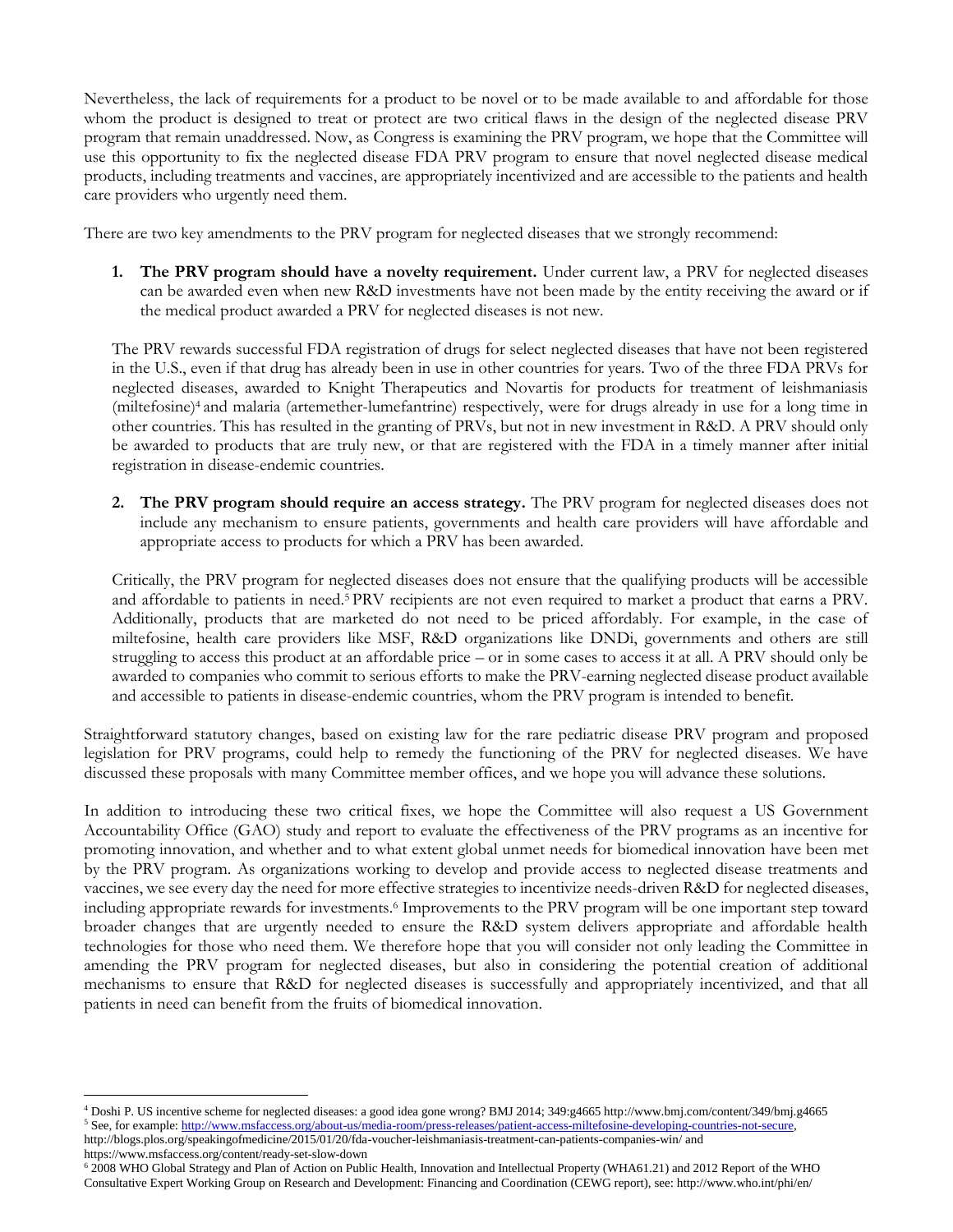Nevertheless, the lack of requirements for a product to be novel or to be made available to and affordable for those whom the product is designed to treat or protect are two critical flaws in the design of the neglected disease PRV program that remain unaddressed. Now, as Congress is examining the PRV program, we hope that the Committee will use this opportunity to fix the neglected disease FDA PRV program to ensure that novel neglected disease medical products, including treatments and vaccines, are appropriately incentivized and are accessible to the patients and health care providers who urgently need them.

There are two key amendments to the PRV program for neglected diseases that we strongly recommend:

1. **The PRV program should have a novelty requirement.** Under current law, a PRV for neglected diseases can be awarded even when new R&D investments have not been made by the entity receiving the award or if the medical product awarded a PRV for neglected diseases is not new.

The PRV rewards successful FDA registration of drugs for select neglected diseases that have not been registered in the U.S., even if that drug has already been in use in other countries for years. Two of the three FDA PRVs for neglected diseases, awarded to Knight Therapeutics and Novartis for products for treatment of leishmaniasis (miltefosine)[4] and malaria (artemether-lumefantrine) respectively, were for drugs already in use for a long time in other countries. This has resulted in the granting of PRVs, but not in new investment in R&D. A PRV should only be awarded to products that are truly new, or that are registered with the FDA in a timely manner after initial registration in disease-endemic countries.

2. **The PRV program should require an access strategy.** The PRV program for neglected diseases does not include any mechanism to ensure patients, governments and health care providers will have affordable and appropriate access to products for which a PRV has been awarded.

Critically, the PRV program for neglected diseases does not ensure that the qualifying products will be accessible and affordable to patients in need.[5] PRV recipients are not even required to market a product that earns a PRV. Additionally, products that are marketed do not need to be priced affordably. For example, in the case of miltefosine, health care providers like MSF, R&D organizations like DNDi, governments and others are still struggling to access this product at an affordable price – or in some cases to access it at all. A PRV should only be awarded to companies who commit to serious efforts to make the PRV-earning neglected disease product available and accessible to patients in disease-endemic countries, whom the PRV program is intended to benefit.

Straightforward statutory changes, based on existing law for the rare pediatric disease PRV program and proposed legislation for PRV programs, could help to remedy the functioning of the PRV for neglected diseases. We have discussed these proposals with many Committee member offices, and we hope you will advance these solutions.

In addition to introducing these two critical fixes, we hope the Committee will also request a US Government Accountability Office (GAO) study and report to evaluate the effectiveness of the PRV programs as an incentive for promoting innovation, and whether and to what extent global unmet needs for biomedical innovation have been met by the PRV program. As organizations working to develop and provide access to neglected disease treatments and vaccines, we see every day the need for more effective strategies to incentivize needs-driven R&D for neglected diseases, including appropriate rewards for investments.[6] Improvements to the PRV program will be one important step toward broader changes that are urgently needed to ensure the R&D system delivers appropriate and affordable health technologies for those who need them. We therefore hope that you will consider not only leading the Committee in amending the PRV program for neglected diseases, but also in considering the potential creation of additional mechanisms to ensure that R&D for neglected diseases is successfully and appropriately incentivized, and that all patients in need can benefit from the fruits of biomedical innovation.

---

[4] Doshi P. US incentive scheme for neglected diseases: a good idea gone wrong? BMJ 2014; 349:g4665 http://www.bmj.com/content/349/bmj.g4665

[5] See, for example: http://www.msfaccess.org/about-us/media-room/press-releases/patient-access-miltefosine-developing-countries-not-secure, http://blogs.plos.org/speakingofmedicine/2015/01/20/fda-voucher-leishmaniasis-treatment-can-patients-companies-win/ and https://www.msfaccess.org/content/ready-set-slow-down

[6] 2008 WHO Global Strategy and Plan of Action on Public Health, Innovation and Intellectual Property (WHA61.21) and 2012 Report of the WHO Consultative Expert Working Group on Research and Development: Financing and Coordination (CEWG report), see: http://www.who.int/phi/en/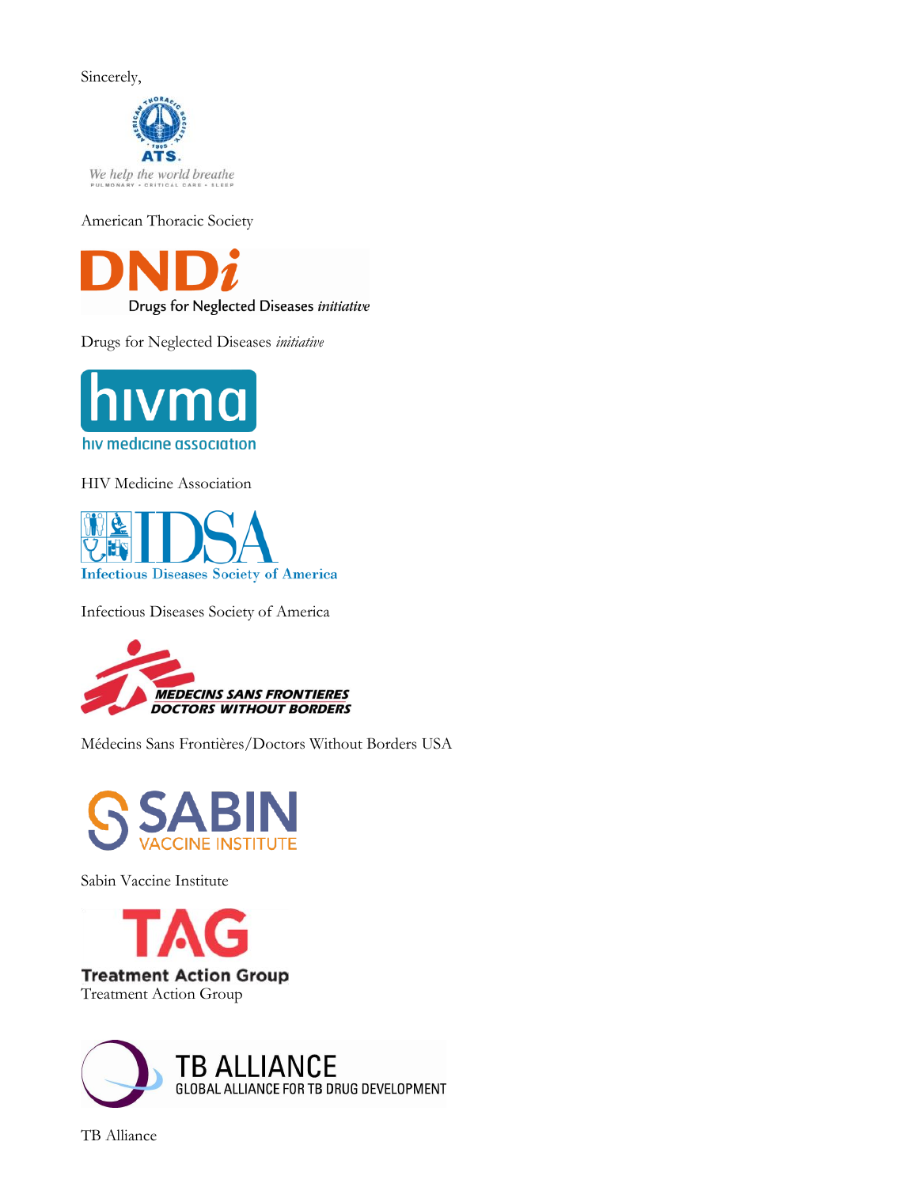Sincerely,

American Thoracic Society

Drugs for Neglected Diseases *initiative*

HIV Medicine Association

Infectious Diseases Society of America

Médecins Sans Frontières/Doctors Without Borders USA

Sabin Vaccine Institute

Treatment Action Group

TB Alliance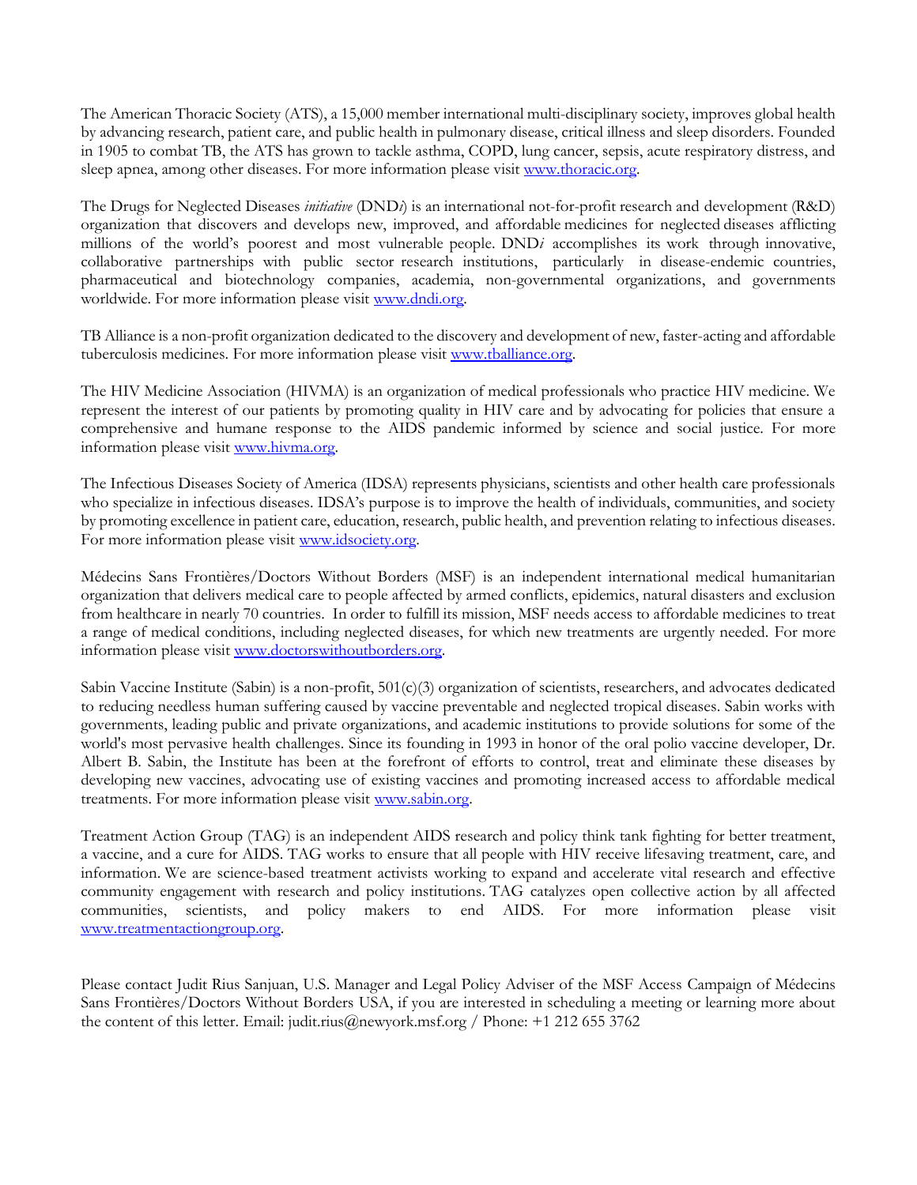The American Thoracic Society (ATS), a 15,000 member international multi-disciplinary society, improves global health by advancing research, patient care, and public health in pulmonary disease, critical illness and sleep disorders. Founded in 1905 to combat TB, the ATS has grown to tackle asthma, COPD, lung cancer, sepsis, acute respiratory distress, and sleep apnea, among other diseases. For more information please visit [www.thoracic.org](www.thoracic.org).

The Drugs for Neglected Diseases *initiative* (DND*i*) is an international not-for-profit research and development (R&D) organization that discovers and develops new, improved, and affordable medicines for neglected diseases afflicting millions of the world's poorest and most vulnerable people. DND*i* accomplishes its work through innovative, collaborative partnerships with public sector research institutions, particularly in disease-endemic countries, pharmaceutical and biotechnology companies, academia, non-governmental organizations, and governments worldwide. For more information please visit [www.dndi.org](www.dndi.org).

TB Alliance is a non-profit organization dedicated to the discovery and development of new, faster-acting and affordable tuberculosis medicines. For more information please visit [www.tballiance.org](www.tballiance.org).

The HIV Medicine Association (HIVMA) is an organization of medical professionals who practice HIV medicine. We represent the interest of our patients by promoting quality in HIV care and by advocating for policies that ensure a comprehensive and humane response to the AIDS pandemic informed by science and social justice. For more information please visit [www.hivma.org](www.hivma.org).

The Infectious Diseases Society of America (IDSA) represents physicians, scientists and other health care professionals who specialize in infectious diseases. IDSA's purpose is to improve the health of individuals, communities, and society by promoting excellence in patient care, education, research, public health, and prevention relating to infectious diseases. For more information please visit [www.idsociety.org](www.idsociety.org).

Médecins Sans Frontières/Doctors Without Borders (MSF) is an independent international medical humanitarian organization that delivers medical care to people affected by armed conflicts, epidemics, natural disasters and exclusion from healthcare in nearly 70 countries. In order to fulfill its mission, MSF needs access to affordable medicines to treat a range of medical conditions, including neglected diseases, for which new treatments are urgently needed. For more information please visit [www.doctorswithoutborders.org](www.doctorswithoutborders.org).

Sabin Vaccine Institute (Sabin) is a non-profit, 501(c)(3) organization of scientists, researchers, and advocates dedicated to reducing needless human suffering caused by vaccine preventable and neglected tropical diseases. Sabin works with governments, leading public and private organizations, and academic institutions to provide solutions for some of the world's most pervasive health challenges. Since its founding in 1993 in honor of the oral polio vaccine developer, Dr. Albert B. Sabin, the Institute has been at the forefront of efforts to control, treat and eliminate these diseases by developing new vaccines, advocating use of existing vaccines and promoting increased access to affordable medical treatments. For more information please visit [www.sabin.org](www.sabin.org).

Treatment Action Group (TAG) is an independent AIDS research and policy think tank fighting for better treatment, a vaccine, and a cure for AIDS. TAG works to ensure that all people with HIV receive lifesaving treatment, care, and information. We are science-based treatment activists working to expand and accelerate vital research and effective community engagement with research and policy institutions. TAG catalyzes open collective action by all affected communities, scientists, and policy makers to end AIDS. For more information please visit [www.treatmentactiongroup.org](www.treatmentactiongroup.org).

Please contact Judit Rius Sanjuan, U.S. Manager and Legal Policy Adviser of the MSF Access Campaign of Médecins Sans Frontières/Doctors Without Borders USA, if you are interested in scheduling a meeting or learning more about the content of this letter. Email: judit.rius@newyork.msf.org / Phone: +1 212 655 3762